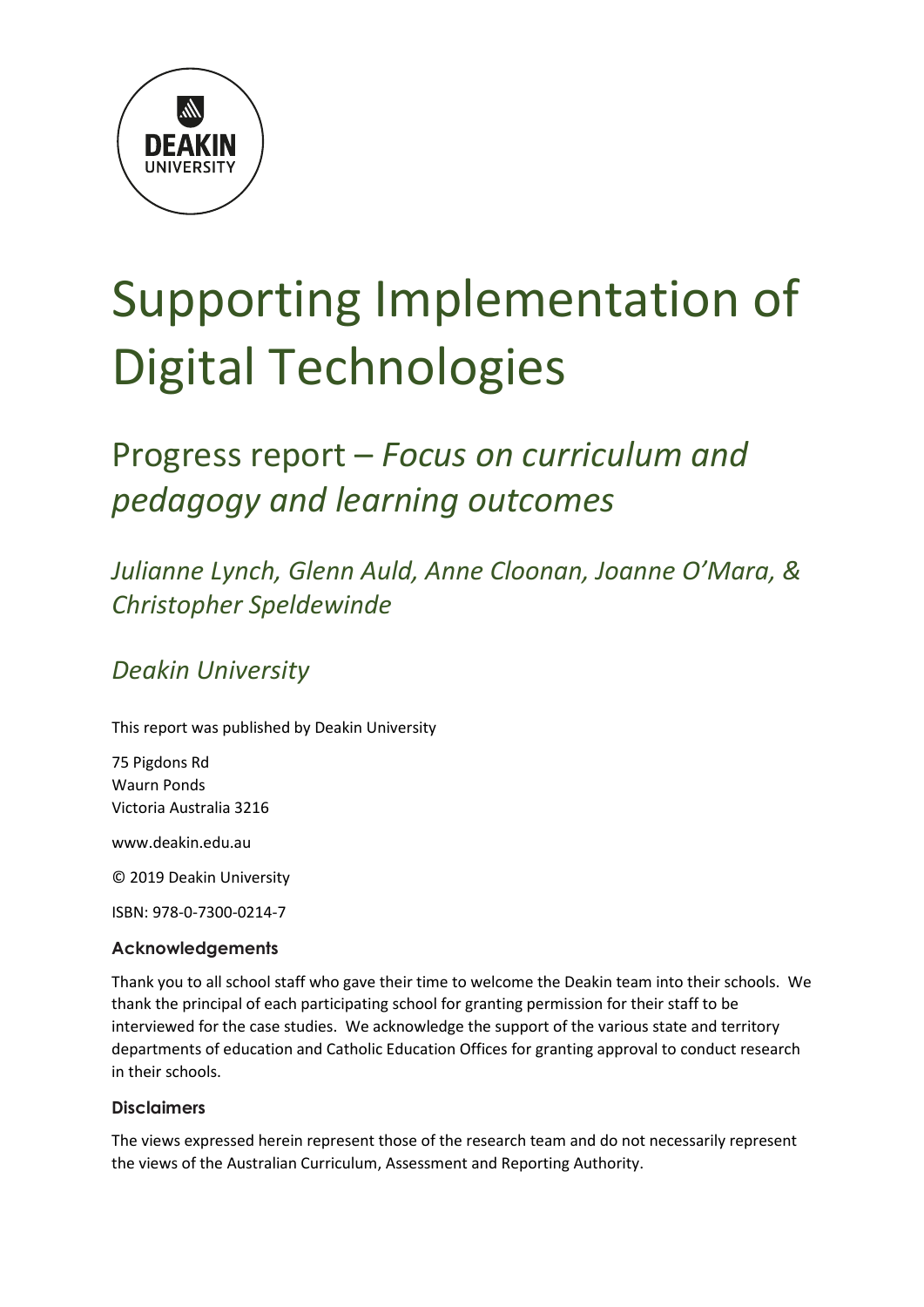# Supporting Implementation of Digital Technologies

## Progress report – *Focus on curriculum and pedagogy and learning outcomes*

*Julianne Lynch, Glenn Auld, Anne Cloonan, Joanne O'Mara, & Christopher Speldewinde*

*Deakin University*

This report was published by Deakin University

75 Pigdons Rd
Waurn Ponds
Victoria Australia 3216

www.deakin.edu.au

© 2019 Deakin University

ISBN: 978-0-7300-0214-7

**Acknowledgements**

Thank you to all school staff who gave their time to welcome the Deakin team into their schools. We thank the principal of each participating school for granting permission for their staff to be interviewed for the case studies. We acknowledge the support of the various state and territory departments of education and Catholic Education Offices for granting approval to conduct research in their schools.

**Disclaimers**

The views expressed herein represent those of the research team and do not necessarily represent the views of the Australian Curriculum, Assessment and Reporting Authority.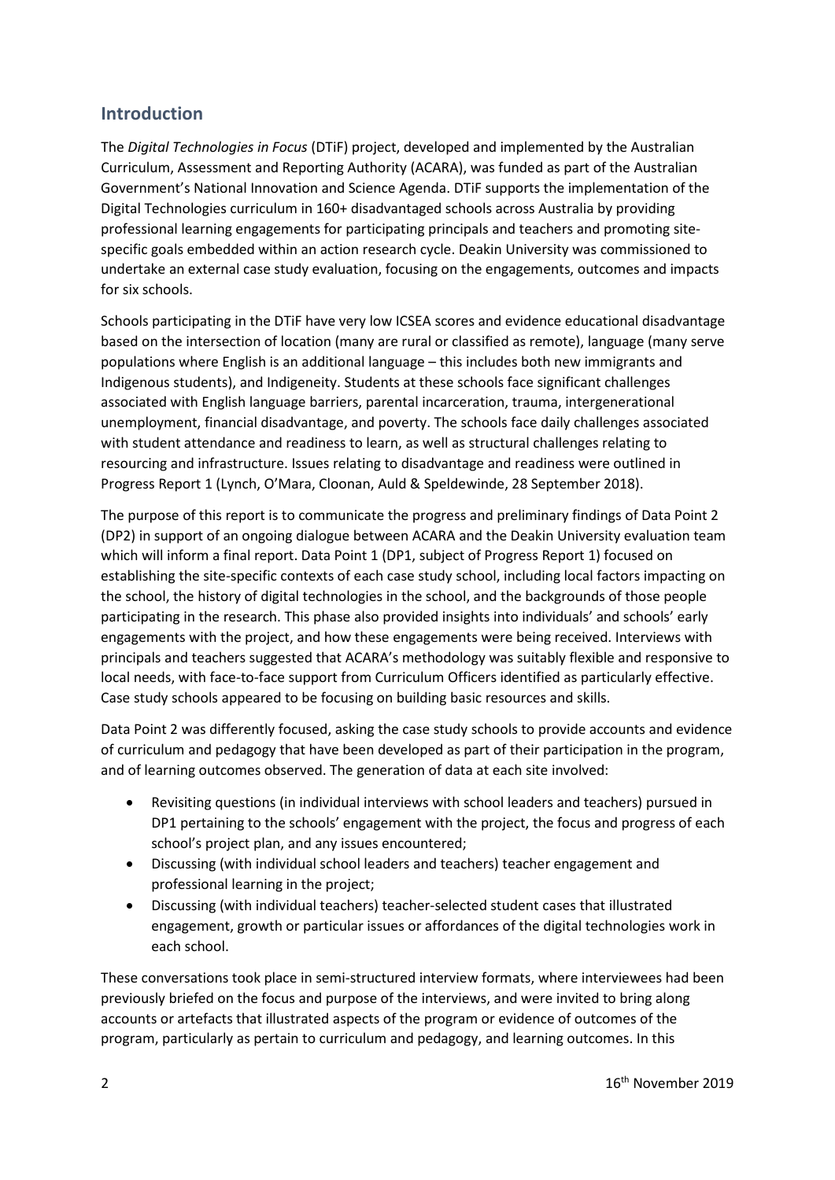## Introduction

The *Digital Technologies in Focus* (DTiF) project, developed and implemented by the Australian Curriculum, Assessment and Reporting Authority (ACARA), was funded as part of the Australian Government's National Innovation and Science Agenda. DTiF supports the implementation of the Digital Technologies curriculum in 160+ disadvantaged schools across Australia by providing professional learning engagements for participating principals and teachers and promoting site-specific goals embedded within an action research cycle. Deakin University was commissioned to undertake an external case study evaluation, focusing on the engagements, outcomes and impacts for six schools.

Schools participating in the DTiF have very low ICSEA scores and evidence educational disadvantage based on the intersection of location (many are rural or classified as remote), language (many serve populations where English is an additional language – this includes both new immigrants and Indigenous students), and Indigeneity. Students at these schools face significant challenges associated with English language barriers, parental incarceration, trauma, intergenerational unemployment, financial disadvantage, and poverty. The schools face daily challenges associated with student attendance and readiness to learn, as well as structural challenges relating to resourcing and infrastructure. Issues relating to disadvantage and readiness were outlined in Progress Report 1 (Lynch, O'Mara, Cloonan, Auld & Speldewinde, 28 September 2018).

The purpose of this report is to communicate the progress and preliminary findings of Data Point 2 (DP2) in support of an ongoing dialogue between ACARA and the Deakin University evaluation team which will inform a final report. Data Point 1 (DP1, subject of Progress Report 1) focused on establishing the site-specific contexts of each case study school, including local factors impacting on the school, the history of digital technologies in the school, and the backgrounds of those people participating in the research. This phase also provided insights into individuals' and schools' early engagements with the project, and how these engagements were being received. Interviews with principals and teachers suggested that ACARA's methodology was suitably flexible and responsive to local needs, with face-to-face support from Curriculum Officers identified as particularly effective. Case study schools appeared to be focusing on building basic resources and skills.

Data Point 2 was differently focused, asking the case study schools to provide accounts and evidence of curriculum and pedagogy that have been developed as part of their participation in the program, and of learning outcomes observed. The generation of data at each site involved:

- Revisiting questions (in individual interviews with school leaders and teachers) pursued in DP1 pertaining to the schools' engagement with the project, the focus and progress of each school's project plan, and any issues encountered;
- Discussing (with individual school leaders and teachers) teacher engagement and professional learning in the project;
- Discussing (with individual teachers) teacher-selected student cases that illustrated engagement, growth or particular issues or affordances of the digital technologies work in each school.

These conversations took place in semi-structured interview formats, where interviewees had been previously briefed on the focus and purpose of the interviews, and were invited to bring along accounts or artefacts that illustrated aspects of the program or evidence of outcomes of the program, particularly as pertain to curriculum and pedagogy, and learning outcomes. In this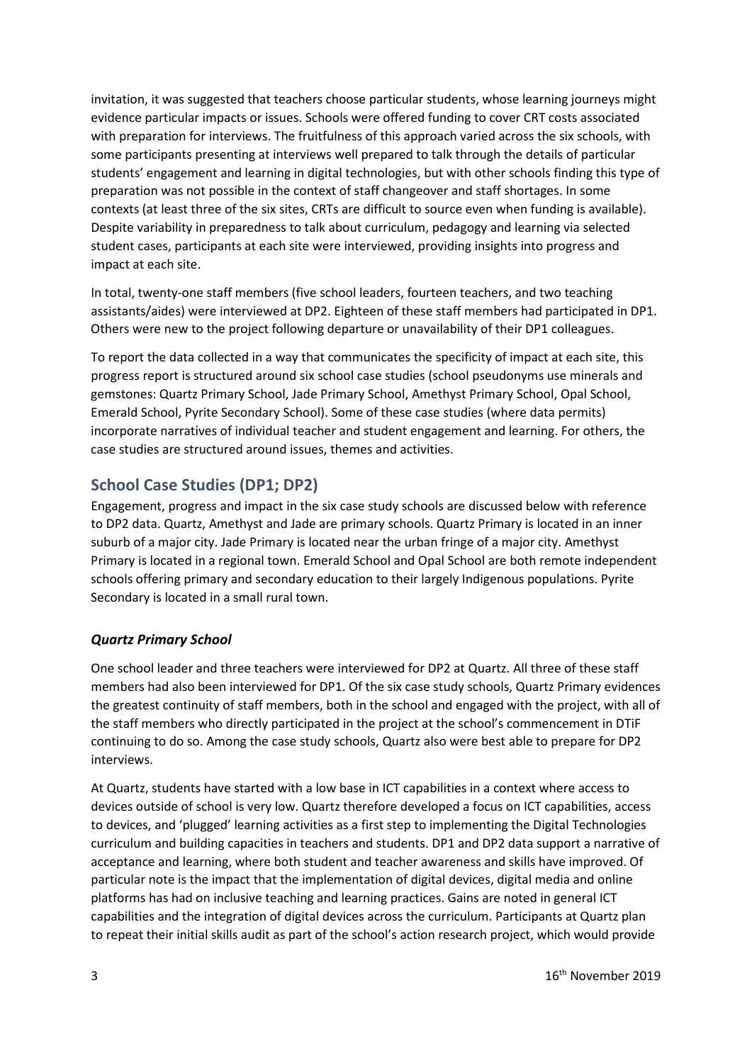invitation, it was suggested that teachers choose particular students, whose learning journeys might evidence particular impacts or issues. Schools were offered funding to cover CRT costs associated with preparation for interviews. The fruitfulness of this approach varied across the six schools, with some participants presenting at interviews well prepared to talk through the details of particular students' engagement and learning in digital technologies, but with other schools finding this type of preparation was not possible in the context of staff changeover and staff shortages. In some contexts (at least three of the six sites, CRTs are difficult to source even when funding is available). Despite variability in preparedness to talk about curriculum, pedagogy and learning via selected student cases, participants at each site were interviewed, providing insights into progress and impact at each site.

In total, twenty-one staff members (five school leaders, fourteen teachers, and two teaching assistants/aides) were interviewed at DP2. Eighteen of these staff members had participated in DP1. Others were new to the project following departure or unavailability of their DP1 colleagues.

To report the data collected in a way that communicates the specificity of impact at each site, this progress report is structured around six school case studies (school pseudonyms use minerals and gemstones: Quartz Primary School, Jade Primary School, Amethyst Primary School, Opal School, Emerald School, Pyrite Secondary School). Some of these case studies (where data permits) incorporate narratives of individual teacher and student engagement and learning. For others, the case studies are structured around issues, themes and activities.

## School Case Studies (DP1; DP2)

Engagement, progress and impact in the six case study schools are discussed below with reference to DP2 data. Quartz, Amethyst and Jade are primary schools. Quartz Primary is located in an inner suburb of a major city. Jade Primary is located near the urban fringe of a major city. Amethyst Primary is located in a regional town. Emerald School and Opal School are both remote independent schools offering primary and secondary education to their largely Indigenous populations. Pyrite Secondary is located in a small rural town.

### *Quartz Primary School*

One school leader and three teachers were interviewed for DP2 at Quartz. All three of these staff members had also been interviewed for DP1. Of the six case study schools, Quartz Primary evidences the greatest continuity of staff members, both in the school and engaged with the project, with all of the staff members who directly participated in the project at the school's commencement in DTiF continuing to do so. Among the case study schools, Quartz also were best able to prepare for DP2 interviews.

At Quartz, students have started with a low base in ICT capabilities in a context where access to devices outside of school is very low. Quartz therefore developed a focus on ICT capabilities, access to devices, and 'plugged' learning activities as a first step to implementing the Digital Technologies curriculum and building capacities in teachers and students. DP1 and DP2 data support a narrative of acceptance and learning, where both student and teacher awareness and skills have improved. Of particular note is the impact that the implementation of digital devices, digital media and online platforms has had on inclusive teaching and learning practices. Gains are noted in general ICT capabilities and the integration of digital devices across the curriculum. Participants at Quartz plan to repeat their initial skills audit as part of the school's action research project, which would provide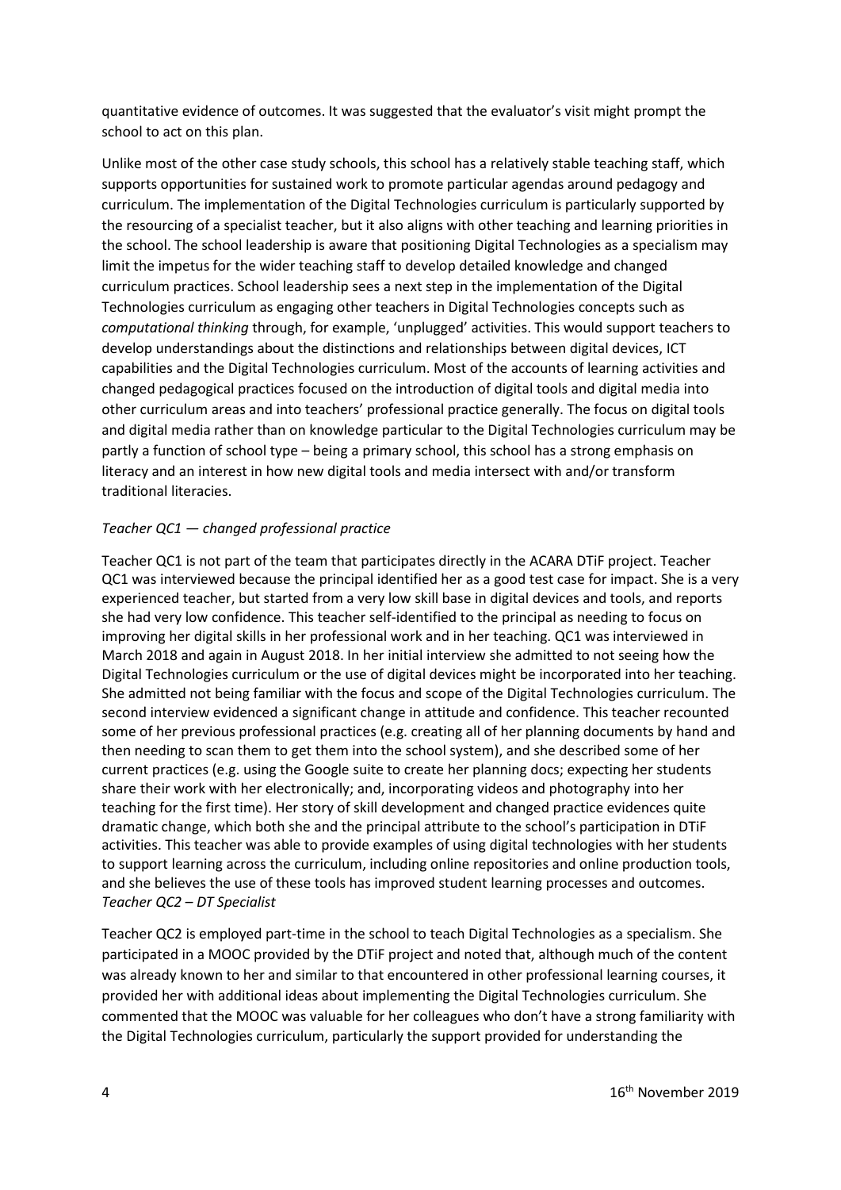quantitative evidence of outcomes. It was suggested that the evaluator's visit might prompt the school to act on this plan.

Unlike most of the other case study schools, this school has a relatively stable teaching staff, which supports opportunities for sustained work to promote particular agendas around pedagogy and curriculum. The implementation of the Digital Technologies curriculum is particularly supported by the resourcing of a specialist teacher, but it also aligns with other teaching and learning priorities in the school. The school leadership is aware that positioning Digital Technologies as a specialism may limit the impetus for the wider teaching staff to develop detailed knowledge and changed curriculum practices. School leadership sees a next step in the implementation of the Digital Technologies curriculum as engaging other teachers in Digital Technologies concepts such as *computational thinking* through, for example, 'unplugged' activities. This would support teachers to develop understandings about the distinctions and relationships between digital devices, ICT capabilities and the Digital Technologies curriculum. Most of the accounts of learning activities and changed pedagogical practices focused on the introduction of digital tools and digital media into other curriculum areas and into teachers' professional practice generally. The focus on digital tools and digital media rather than on knowledge particular to the Digital Technologies curriculum may be partly a function of school type – being a primary school, this school has a strong emphasis on literacy and an interest in how new digital tools and media intersect with and/or transform traditional literacies.

*Teacher QC1 — changed professional practice*

Teacher QC1 is not part of the team that participates directly in the ACARA DTiF project. Teacher QC1 was interviewed because the principal identified her as a good test case for impact. She is a very experienced teacher, but started from a very low skill base in digital devices and tools, and reports she had very low confidence. This teacher self-identified to the principal as needing to focus on improving her digital skills in her professional work and in her teaching. QC1 was interviewed in March 2018 and again in August 2018. In her initial interview she admitted to not seeing how the Digital Technologies curriculum or the use of digital devices might be incorporated into her teaching. She admitted not being familiar with the focus and scope of the Digital Technologies curriculum. The second interview evidenced a significant change in attitude and confidence. This teacher recounted some of her previous professional practices (e.g. creating all of her planning documents by hand and then needing to scan them to get them into the school system), and she described some of her current practices (e.g. using the Google suite to create her planning docs; expecting her students share their work with her electronically; and, incorporating videos and photography into her teaching for the first time). Her story of skill development and changed practice evidences quite dramatic change, which both she and the principal attribute to the school's participation in DTiF activities. This teacher was able to provide examples of using digital technologies with her students to support learning across the curriculum, including online repositories and online production tools, and she believes the use of these tools has improved student learning processes and outcomes.

*Teacher QC2 – DT Specialist*

Teacher QC2 is employed part-time in the school to teach Digital Technologies as a specialism. She participated in a MOOC provided by the DTiF project and noted that, although much of the content was already known to her and similar to that encountered in other professional learning courses, it provided her with additional ideas about implementing the Digital Technologies curriculum. She commented that the MOOC was valuable for her colleagues who don't have a strong familiarity with the Digital Technologies curriculum, particularly the support provided for understanding the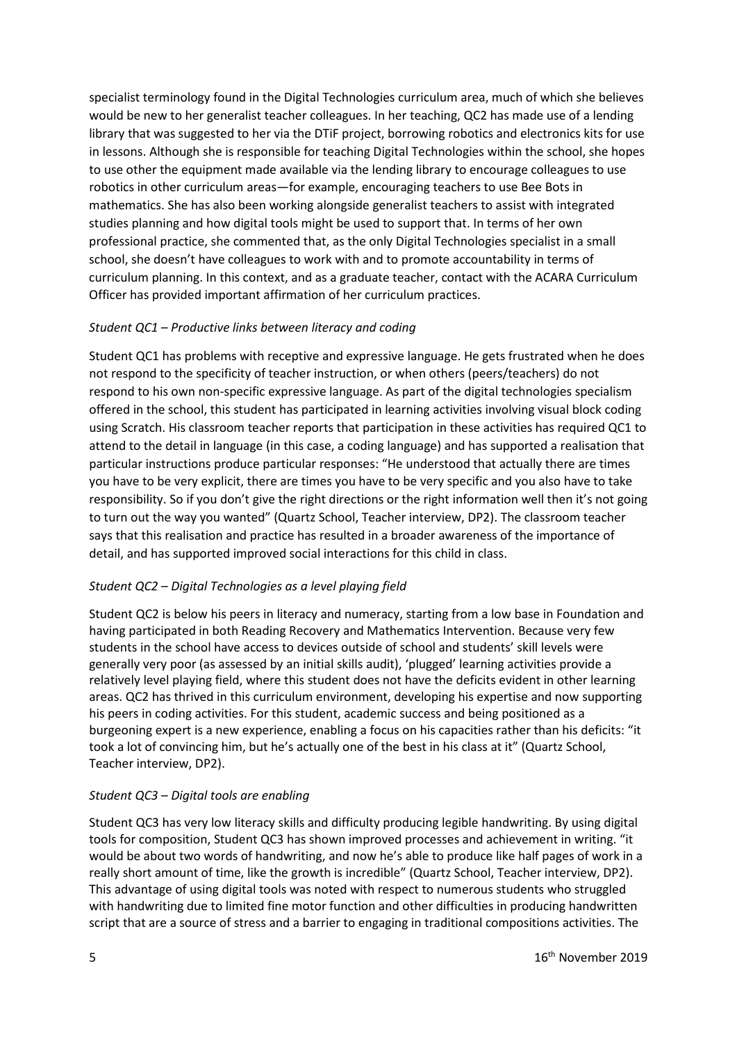specialist terminology found in the Digital Technologies curriculum area, much of which she believes would be new to her generalist teacher colleagues. In her teaching, QC2 has made use of a lending library that was suggested to her via the DTiF project, borrowing robotics and electronics kits for use in lessons. Although she is responsible for teaching Digital Technologies within the school, she hopes to use other the equipment made available via the lending library to encourage colleagues to use robotics in other curriculum areas—for example, encouraging teachers to use Bee Bots in mathematics. She has also been working alongside generalist teachers to assist with integrated studies planning and how digital tools might be used to support that. In terms of her own professional practice, she commented that, as the only Digital Technologies specialist in a small school, she doesn't have colleagues to work with and to promote accountability in terms of curriculum planning. In this context, and as a graduate teacher, contact with the ACARA Curriculum Officer has provided important affirmation of her curriculum practices.

*Student QC1 – Productive links between literacy and coding*

Student QC1 has problems with receptive and expressive language. He gets frustrated when he does not respond to the specificity of teacher instruction, or when others (peers/teachers) do not respond to his own non-specific expressive language. As part of the digital technologies specialism offered in the school, this student has participated in learning activities involving visual block coding using Scratch. His classroom teacher reports that participation in these activities has required QC1 to attend to the detail in language (in this case, a coding language) and has supported a realisation that particular instructions produce particular responses: "He understood that actually there are times you have to be very explicit, there are times you have to be very specific and you also have to take responsibility. So if you don't give the right directions or the right information well then it's not going to turn out the way you wanted" (Quartz School, Teacher interview, DP2). The classroom teacher says that this realisation and practice has resulted in a broader awareness of the importance of detail, and has supported improved social interactions for this child in class.

*Student QC2 – Digital Technologies as a level playing field*

Student QC2 is below his peers in literacy and numeracy, starting from a low base in Foundation and having participated in both Reading Recovery and Mathematics Intervention. Because very few students in the school have access to devices outside of school and students' skill levels were generally very poor (as assessed by an initial skills audit), 'plugged' learning activities provide a relatively level playing field, where this student does not have the deficits evident in other learning areas. QC2 has thrived in this curriculum environment, developing his expertise and now supporting his peers in coding activities. For this student, academic success and being positioned as a burgeoning expert is a new experience, enabling a focus on his capacities rather than his deficits: "it took a lot of convincing him, but he's actually one of the best in his class at it" (Quartz School, Teacher interview, DP2).

*Student QC3 – Digital tools are enabling*

Student QC3 has very low literacy skills and difficulty producing legible handwriting. By using digital tools for composition, Student QC3 has shown improved processes and achievement in writing. "it would be about two words of handwriting, and now he's able to produce like half pages of work in a really short amount of time, like the growth is incredible" (Quartz School, Teacher interview, DP2). This advantage of using digital tools was noted with respect to numerous students who struggled with handwriting due to limited fine motor function and other difficulties in producing handwritten script that are a source of stress and a barrier to engaging in traditional compositions activities. The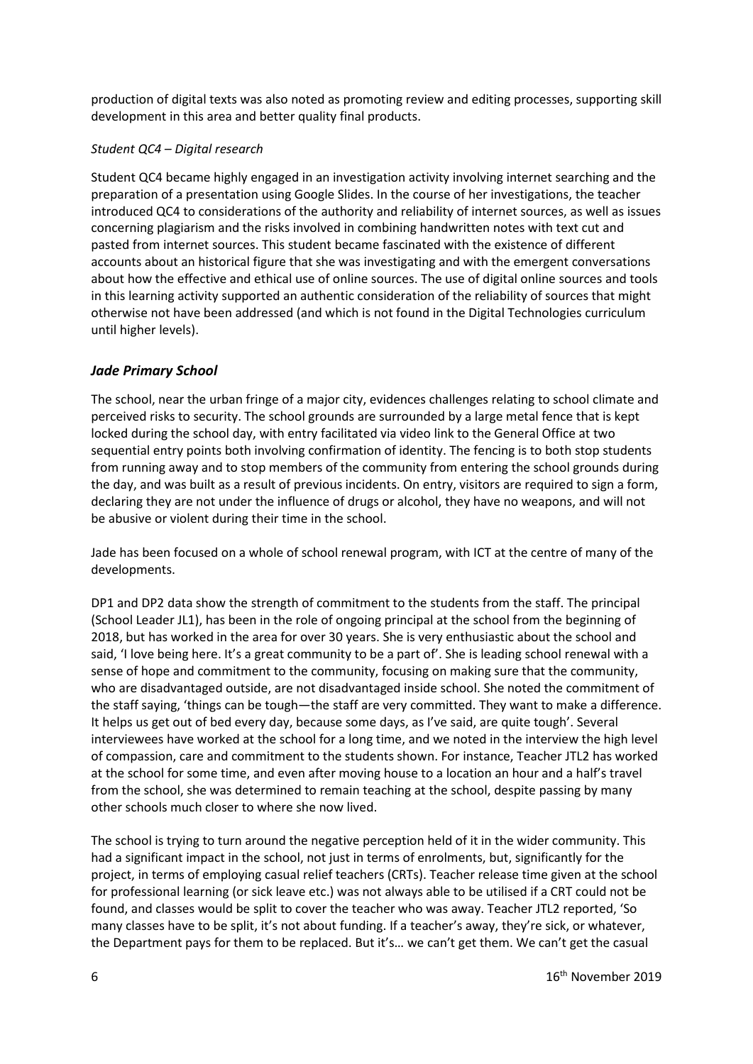production of digital texts was also noted as promoting review and editing processes, supporting skill development in this area and better quality final products.

*Student QC4 – Digital research*

Student QC4 became highly engaged in an investigation activity involving internet searching and the preparation of a presentation using Google Slides. In the course of her investigations, the teacher introduced QC4 to considerations of the authority and reliability of internet sources, as well as issues concerning plagiarism and the risks involved in combining handwritten notes with text cut and pasted from internet sources. This student became fascinated with the existence of different accounts about an historical figure that she was investigating and with the emergent conversations about how the effective and ethical use of online sources. The use of digital online sources and tools in this learning activity supported an authentic consideration of the reliability of sources that might otherwise not have been addressed (and which is not found in the Digital Technologies curriculum until higher levels).

### *Jade Primary School*

The school, near the urban fringe of a major city, evidences challenges relating to school climate and perceived risks to security. The school grounds are surrounded by a large metal fence that is kept locked during the school day, with entry facilitated via video link to the General Office at two sequential entry points both involving confirmation of identity. The fencing is to both stop students from running away and to stop members of the community from entering the school grounds during the day, and was built as a result of previous incidents. On entry, visitors are required to sign a form, declaring they are not under the influence of drugs or alcohol, they have no weapons, and will not be abusive or violent during their time in the school.

Jade has been focused on a whole of school renewal program, with ICT at the centre of many of the developments.

DP1 and DP2 data show the strength of commitment to the students from the staff. The principal (School Leader JL1), has been in the role of ongoing principal at the school from the beginning of 2018, but has worked in the area for over 30 years. She is very enthusiastic about the school and said, 'I love being here. It's a great community to be a part of'. She is leading school renewal with a sense of hope and commitment to the community, focusing on making sure that the community, who are disadvantaged outside, are not disadvantaged inside school. She noted the commitment of the staff saying, 'things can be tough—the staff are very committed. They want to make a difference. It helps us get out of bed every day, because some days, as I've said, are quite tough'. Several interviewees have worked at the school for a long time, and we noted in the interview the high level of compassion, care and commitment to the students shown. For instance, Teacher JTL2 has worked at the school for some time, and even after moving house to a location an hour and a half's travel from the school, she was determined to remain teaching at the school, despite passing by many other schools much closer to where she now lived.

The school is trying to turn around the negative perception held of it in the wider community. This had a significant impact in the school, not just in terms of enrolments, but, significantly for the project, in terms of employing casual relief teachers (CRTs). Teacher release time given at the school for professional learning (or sick leave etc.) was not always able to be utilised if a CRT could not be found, and classes would be split to cover the teacher who was away. Teacher JTL2 reported, 'So many classes have to be split, it's not about funding. If a teacher's away, they're sick, or whatever, the Department pays for them to be replaced. But it's… we can't get them. We can't get the casual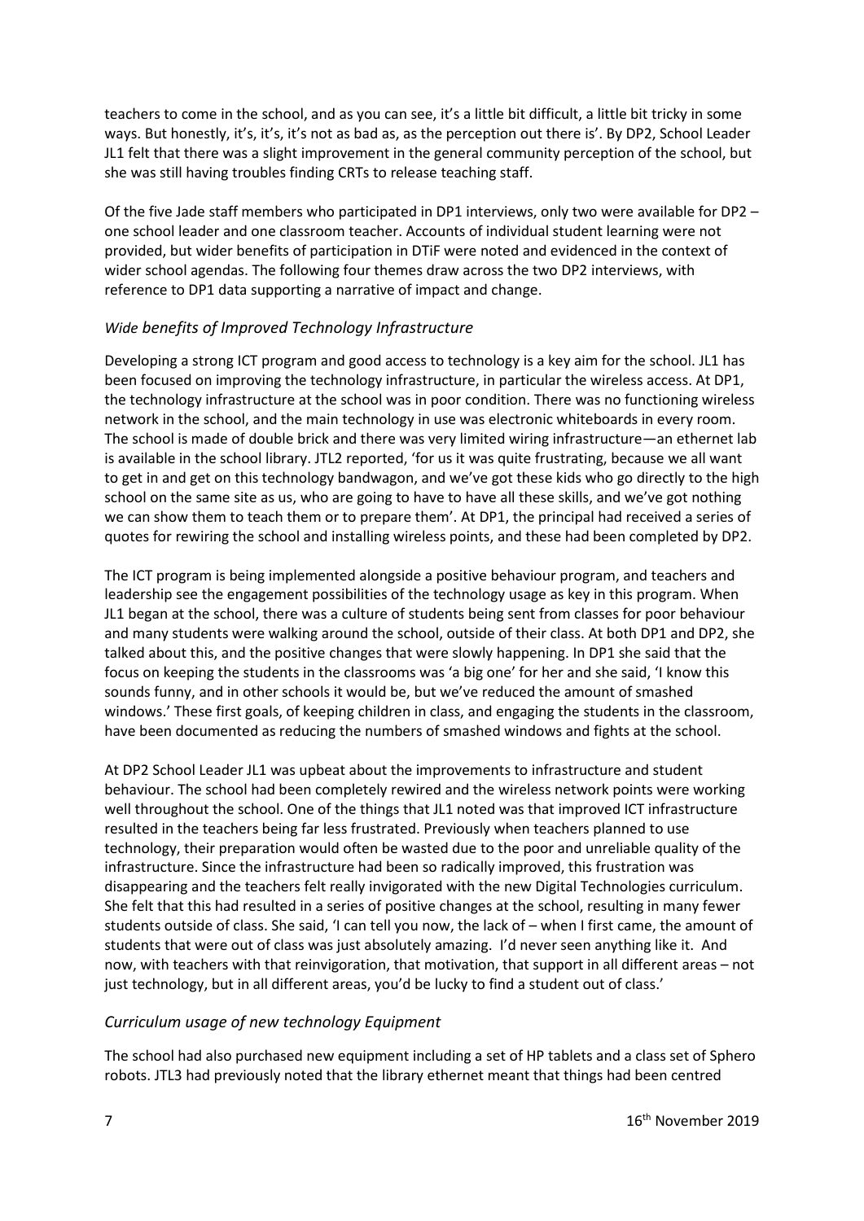teachers to come in the school, and as you can see, it's a little bit difficult, a little bit tricky in some ways. But honestly, it's, it's, it's not as bad as, as the perception out there is'. By DP2, School Leader JL1 felt that there was a slight improvement in the general community perception of the school, but she was still having troubles finding CRTs to release teaching staff.

Of the five Jade staff members who participated in DP1 interviews, only two were available for DP2 – one school leader and one classroom teacher. Accounts of individual student learning were not provided, but wider benefits of participation in DTiF were noted and evidenced in the context of wider school agendas. The following four themes draw across the two DP2 interviews, with reference to DP1 data supporting a narrative of impact and change.

### *Wide benefits of Improved Technology Infrastructure*

Developing a strong ICT program and good access to technology is a key aim for the school. JL1 has been focused on improving the technology infrastructure, in particular the wireless access. At DP1, the technology infrastructure at the school was in poor condition. There was no functioning wireless network in the school, and the main technology in use was electronic whiteboards in every room. The school is made of double brick and there was very limited wiring infrastructure—an ethernet lab is available in the school library. JTL2 reported, 'for us it was quite frustrating, because we all want to get in and get on this technology bandwagon, and we've got these kids who go directly to the high school on the same site as us, who are going to have to have all these skills, and we've got nothing we can show them to teach them or to prepare them'. At DP1, the principal had received a series of quotes for rewiring the school and installing wireless points, and these had been completed by DP2.

The ICT program is being implemented alongside a positive behaviour program, and teachers and leadership see the engagement possibilities of the technology usage as key in this program. When JL1 began at the school, there was a culture of students being sent from classes for poor behaviour and many students were walking around the school, outside of their class. At both DP1 and DP2, she talked about this, and the positive changes that were slowly happening. In DP1 she said that the focus on keeping the students in the classrooms was 'a big one' for her and she said, 'I know this sounds funny, and in other schools it would be, but we've reduced the amount of smashed windows.' These first goals, of keeping children in class, and engaging the students in the classroom, have been documented as reducing the numbers of smashed windows and fights at the school.

At DP2 School Leader JL1 was upbeat about the improvements to infrastructure and student behaviour. The school had been completely rewired and the wireless network points were working well throughout the school. One of the things that JL1 noted was that improved ICT infrastructure resulted in the teachers being far less frustrated. Previously when teachers planned to use technology, their preparation would often be wasted due to the poor and unreliable quality of the infrastructure. Since the infrastructure had been so radically improved, this frustration was disappearing and the teachers felt really invigorated with the new Digital Technologies curriculum. She felt that this had resulted in a series of positive changes at the school, resulting in many fewer students outside of class. She said, 'I can tell you now, the lack of – when I first came, the amount of students that were out of class was just absolutely amazing. I'd never seen anything like it. And now, with teachers with that reinvigoration, that motivation, that support in all different areas – not just technology, but in all different areas, you'd be lucky to find a student out of class.'

### *Curriculum usage of new technology Equipment*

The school had also purchased new equipment including a set of HP tablets and a class set of Sphero robots. JTL3 had previously noted that the library ethernet meant that things had been centred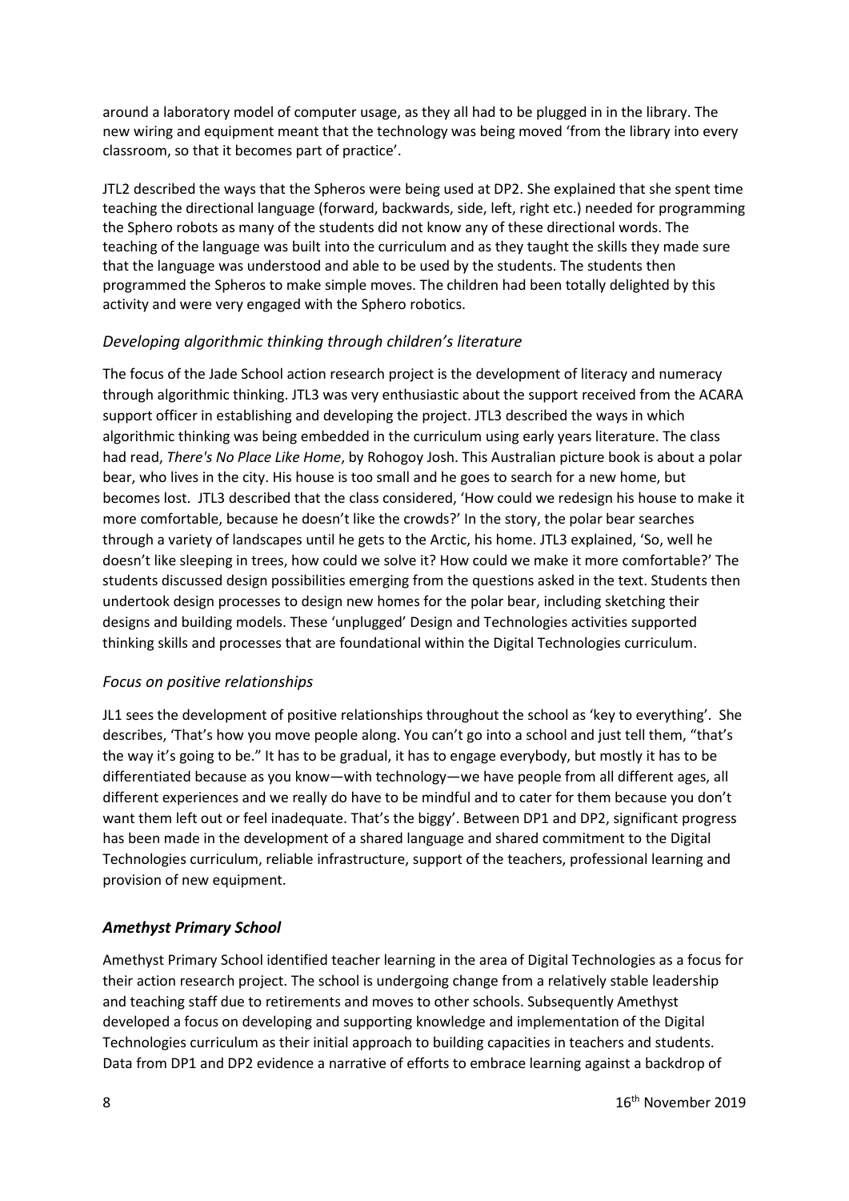around a laboratory model of computer usage, as they all had to be plugged in in the library. The new wiring and equipment meant that the technology was being moved 'from the library into every classroom, so that it becomes part of practice'.

JTL2 described the ways that the Spheros were being used at DP2. She explained that she spent time teaching the directional language (forward, backwards, side, left, right etc.) needed for programming the Sphero robots as many of the students did not know any of these directional words. The teaching of the language was built into the curriculum and as they taught the skills they made sure that the language was understood and able to be used by the students. The students then programmed the Spheros to make simple moves. The children had been totally delighted by this activity and were very engaged with the Sphero robotics.

### *Developing algorithmic thinking through children's literature*

The focus of the Jade School action research project is the development of literacy and numeracy through algorithmic thinking. JTL3 was very enthusiastic about the support received from the ACARA support officer in establishing and developing the project. JTL3 described the ways in which algorithmic thinking was being embedded in the curriculum using early years literature. The class had read, *There's No Place Like Home*, by Rohogoy Josh. This Australian picture book is about a polar bear, who lives in the city. His house is too small and he goes to search for a new home, but becomes lost. JTL3 described that the class considered, 'How could we redesign his house to make it more comfortable, because he doesn't like the crowds?' In the story, the polar bear searches through a variety of landscapes until he gets to the Arctic, his home. JTL3 explained, 'So, well he doesn't like sleeping in trees, how could we solve it? How could we make it more comfortable?' The students discussed design possibilities emerging from the questions asked in the text. Students then undertook design processes to design new homes for the polar bear, including sketching their designs and building models. These 'unplugged' Design and Technologies activities supported thinking skills and processes that are foundational within the Digital Technologies curriculum.

### *Focus on positive relationships*

JL1 sees the development of positive relationships throughout the school as 'key to everything'. She describes, 'That's how you move people along. You can't go into a school and just tell them, "that's the way it's going to be." It has to be gradual, it has to engage everybody, but mostly it has to be differentiated because as you know—with technology—we have people from all different ages, all different experiences and we really do have to be mindful and to cater for them because you don't want them left out or feel inadequate. That's the biggy'. Between DP1 and DP2, significant progress has been made in the development of a shared language and shared commitment to the Digital Technologies curriculum, reliable infrastructure, support of the teachers, professional learning and provision of new equipment.

## *Amethyst Primary School*

Amethyst Primary School identified teacher learning in the area of Digital Technologies as a focus for their action research project. The school is undergoing change from a relatively stable leadership and teaching staff due to retirements and moves to other schools. Subsequently Amethyst developed a focus on developing and supporting knowledge and implementation of the Digital Technologies curriculum as their initial approach to building capacities in teachers and students. Data from DP1 and DP2 evidence a narrative of efforts to embrace learning against a backdrop of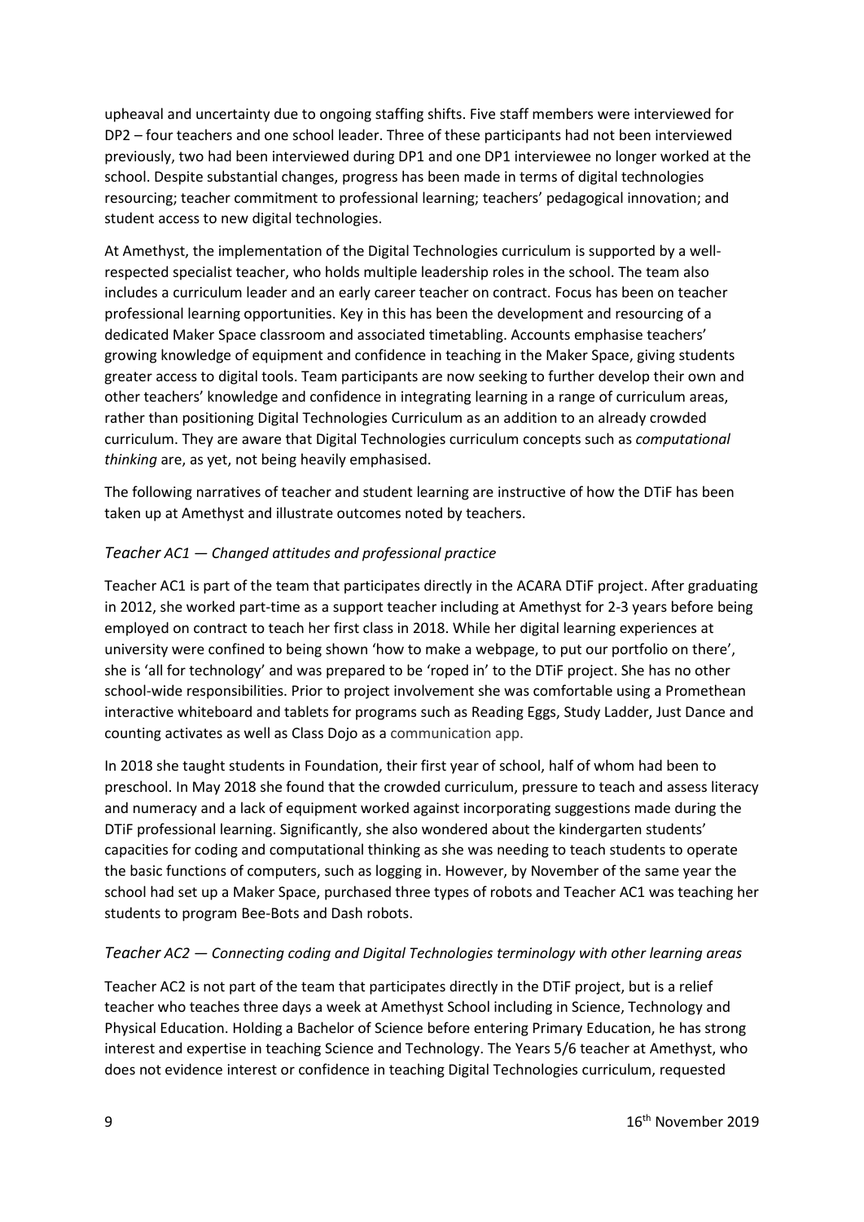upheaval and uncertainty due to ongoing staffing shifts. Five staff members were interviewed for DP2 – four teachers and one school leader. Three of these participants had not been interviewed previously, two had been interviewed during DP1 and one DP1 interviewee no longer worked at the school. Despite substantial changes, progress has been made in terms of digital technologies resourcing; teacher commitment to professional learning; teachers' pedagogical innovation; and student access to new digital technologies.

At Amethyst, the implementation of the Digital Technologies curriculum is supported by a well-respected specialist teacher, who holds multiple leadership roles in the school. The team also includes a curriculum leader and an early career teacher on contract. Focus has been on teacher professional learning opportunities. Key in this has been the development and resourcing of a dedicated Maker Space classroom and associated timetabling. Accounts emphasise teachers' growing knowledge of equipment and confidence in teaching in the Maker Space, giving students greater access to digital tools. Team participants are now seeking to further develop their own and other teachers' knowledge and confidence in integrating learning in a range of curriculum areas, rather than positioning Digital Technologies Curriculum as an addition to an already crowded curriculum. They are aware that Digital Technologies curriculum concepts such as *computational thinking* are, as yet, not being heavily emphasised.

The following narratives of teacher and student learning are instructive of how the DTiF has been taken up at Amethyst and illustrate outcomes noted by teachers.

### *Teacher AC1 — Changed attitudes and professional practice*

Teacher AC1 is part of the team that participates directly in the ACARA DTiF project. After graduating in 2012, she worked part-time as a support teacher including at Amethyst for 2-3 years before being employed on contract to teach her first class in 2018. While her digital learning experiences at university were confined to being shown 'how to make a webpage, to put our portfolio on there', she is 'all for technology' and was prepared to be 'roped in' to the DTiF project. She has no other school-wide responsibilities. Prior to project involvement she was comfortable using a Promethean interactive whiteboard and tablets for programs such as Reading Eggs, Study Ladder, Just Dance and counting activates as well as Class Dojo as a communication app.

In 2018 she taught students in Foundation, their first year of school, half of whom had been to preschool. In May 2018 she found that the crowded curriculum, pressure to teach and assess literacy and numeracy and a lack of equipment worked against incorporating suggestions made during the DTiF professional learning. Significantly, she also wondered about the kindergarten students' capacities for coding and computational thinking as she was needing to teach students to operate the basic functions of computers, such as logging in. However, by November of the same year the school had set up a Maker Space, purchased three types of robots and Teacher AC1 was teaching her students to program Bee-Bots and Dash robots.

### *Teacher AC2 — Connecting coding and Digital Technologies terminology with other learning areas*

Teacher AC2 is not part of the team that participates directly in the DTiF project, but is a relief teacher who teaches three days a week at Amethyst School including in Science, Technology and Physical Education. Holding a Bachelor of Science before entering Primary Education, he has strong interest and expertise in teaching Science and Technology. The Years 5/6 teacher at Amethyst, who does not evidence interest or confidence in teaching Digital Technologies curriculum, requested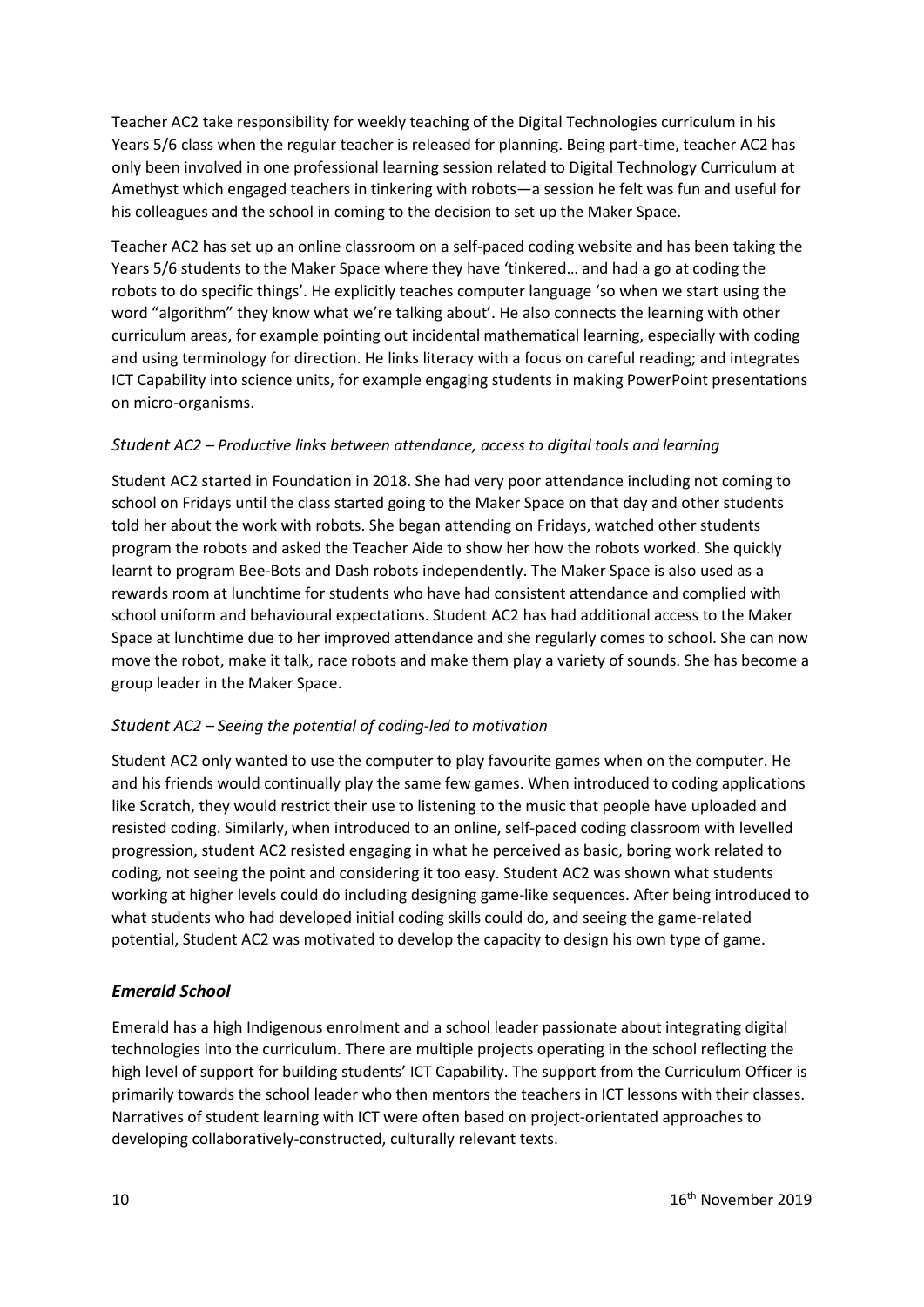Teacher AC2 take responsibility for weekly teaching of the Digital Technologies curriculum in his Years 5/6 class when the regular teacher is released for planning. Being part-time, teacher AC2 has only been involved in one professional learning session related to Digital Technology Curriculum at Amethyst which engaged teachers in tinkering with robots—a session he felt was fun and useful for his colleagues and the school in coming to the decision to set up the Maker Space.

Teacher AC2 has set up an online classroom on a self-paced coding website and has been taking the Years 5/6 students to the Maker Space where they have 'tinkered… and had a go at coding the robots to do specific things'. He explicitly teaches computer language 'so when we start using the word "algorithm" they know what we're talking about'. He also connects the learning with other curriculum areas, for example pointing out incidental mathematical learning, especially with coding and using terminology for direction. He links literacy with a focus on careful reading; and integrates ICT Capability into science units, for example engaging students in making PowerPoint presentations on micro-organisms.

### *Student AC2 – Productive links between attendance, access to digital tools and learning*

Student AC2 started in Foundation in 2018. She had very poor attendance including not coming to school on Fridays until the class started going to the Maker Space on that day and other students told her about the work with robots. She began attending on Fridays, watched other students program the robots and asked the Teacher Aide to show her how the robots worked. She quickly learnt to program Bee-Bots and Dash robots independently. The Maker Space is also used as a rewards room at lunchtime for students who have had consistent attendance and complied with school uniform and behavioural expectations. Student AC2 has had additional access to the Maker Space at lunchtime due to her improved attendance and she regularly comes to school. She can now move the robot, make it talk, race robots and make them play a variety of sounds. She has become a group leader in the Maker Space.

### *Student AC2 – Seeing the potential of coding-led to motivation*

Student AC2 only wanted to use the computer to play favourite games when on the computer. He and his friends would continually play the same few games. When introduced to coding applications like Scratch, they would restrict their use to listening to the music that people have uploaded and resisted coding. Similarly, when introduced to an online, self-paced coding classroom with levelled progression, student AC2 resisted engaging in what he perceived as basic, boring work related to coding, not seeing the point and considering it too easy. Student AC2 was shown what students working at higher levels could do including designing game-like sequences. After being introduced to what students who had developed initial coding skills could do, and seeing the game-related potential, Student AC2 was motivated to develop the capacity to design his own type of game.

## *Emerald School*

Emerald has a high Indigenous enrolment and a school leader passionate about integrating digital technologies into the curriculum. There are multiple projects operating in the school reflecting the high level of support for building students' ICT Capability. The support from the Curriculum Officer is primarily towards the school leader who then mentors the teachers in ICT lessons with their classes. Narratives of student learning with ICT were often based on project-orientated approaches to developing collaboratively-constructed, culturally relevant texts.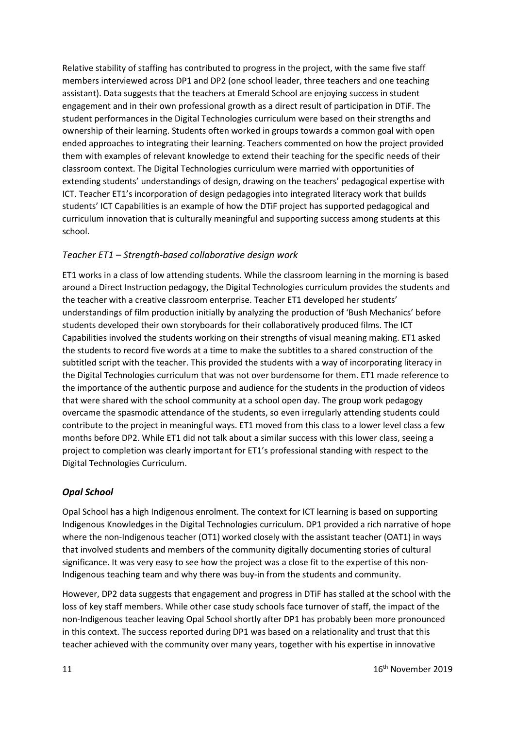Relative stability of staffing has contributed to progress in the project, with the same five staff members interviewed across DP1 and DP2 (one school leader, three teachers and one teaching assistant). Data suggests that the teachers at Emerald School are enjoying success in student engagement and in their own professional growth as a direct result of participation in DTiF. The student performances in the Digital Technologies curriculum were based on their strengths and ownership of their learning. Students often worked in groups towards a common goal with open ended approaches to integrating their learning. Teachers commented on how the project provided them with examples of relevant knowledge to extend their teaching for the specific needs of their classroom context. The Digital Technologies curriculum were married with opportunities of extending students' understandings of design, drawing on the teachers' pedagogical expertise with ICT. Teacher ET1's incorporation of design pedagogies into integrated literacy work that builds students' ICT Capabilities is an example of how the DTiF project has supported pedagogical and curriculum innovation that is culturally meaningful and supporting success among students at this school.

### *Teacher ET1 – Strength-based collaborative design work*

ET1 works in a class of low attending students. While the classroom learning in the morning is based around a Direct Instruction pedagogy, the Digital Technologies curriculum provides the students and the teacher with a creative classroom enterprise. Teacher ET1 developed her students' understandings of film production initially by analyzing the production of 'Bush Mechanics' before students developed their own storyboards for their collaboratively produced films. The ICT Capabilities involved the students working on their strengths of visual meaning making. ET1 asked the students to record five words at a time to make the subtitles to a shared construction of the subtitled script with the teacher. This provided the students with a way of incorporating literacy in the Digital Technologies curriculum that was not over burdensome for them. ET1 made reference to the importance of the authentic purpose and audience for the students in the production of videos that were shared with the school community at a school open day. The group work pedagogy overcame the spasmodic attendance of the students, so even irregularly attending students could contribute to the project in meaningful ways. ET1 moved from this class to a lower level class a few months before DP2. While ET1 did not talk about a similar success with this lower class, seeing a project to completion was clearly important for ET1's professional standing with respect to the Digital Technologies Curriculum.

## ***Opal School***

Opal School has a high Indigenous enrolment. The context for ICT learning is based on supporting Indigenous Knowledges in the Digital Technologies curriculum. DP1 provided a rich narrative of hope where the non-Indigenous teacher (OT1) worked closely with the assistant teacher (OAT1) in ways that involved students and members of the community digitally documenting stories of cultural significance. It was very easy to see how the project was a close fit to the expertise of this non-Indigenous teaching team and why there was buy-in from the students and community.

However, DP2 data suggests that engagement and progress in DTiF has stalled at the school with the loss of key staff members. While other case study schools face turnover of staff, the impact of the non-Indigenous teacher leaving Opal School shortly after DP1 has probably been more pronounced in this context. The success reported during DP1 was based on a relationality and trust that this teacher achieved with the community over many years, together with his expertise in innovative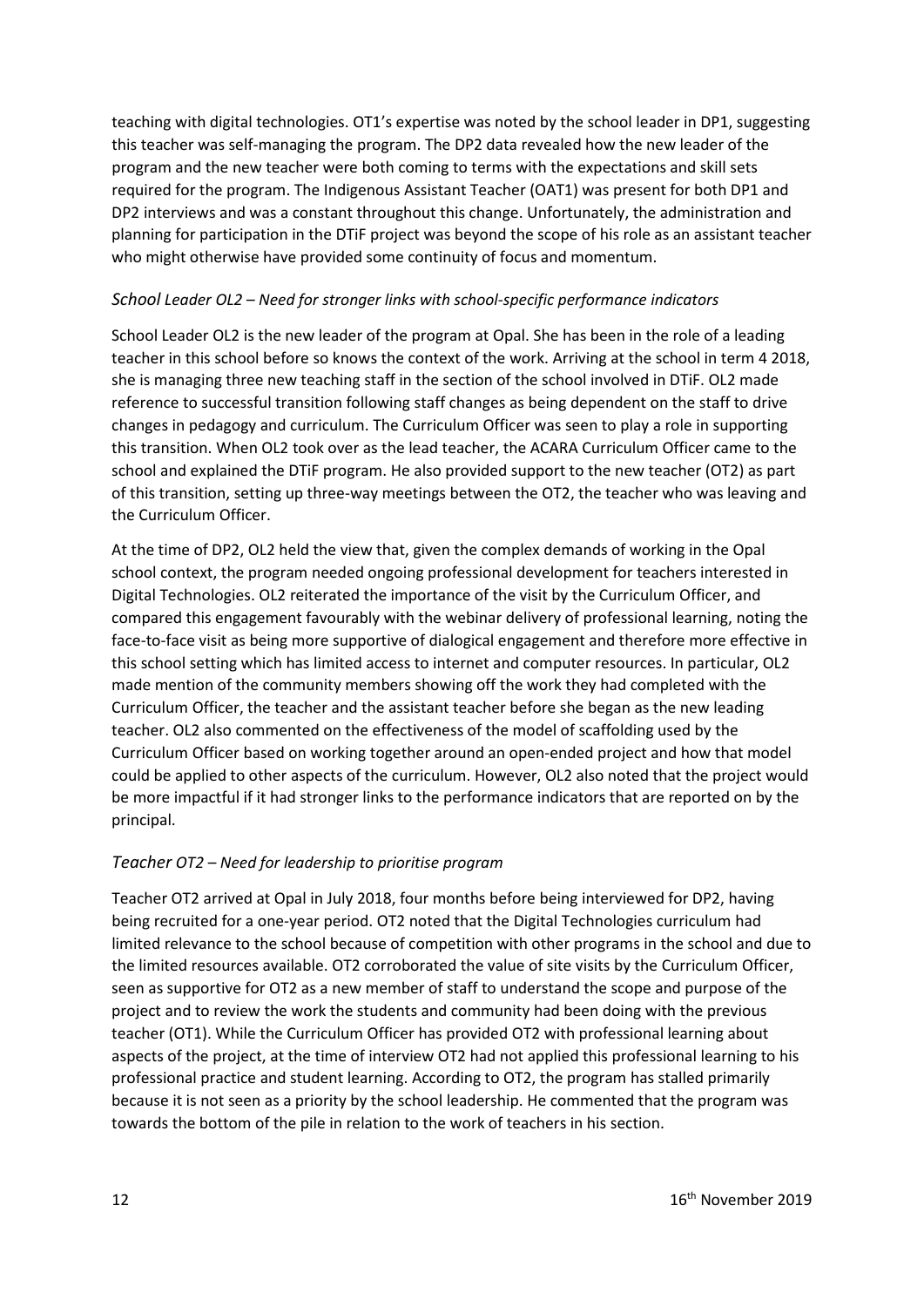teaching with digital technologies. OT1's expertise was noted by the school leader in DP1, suggesting this teacher was self-managing the program. The DP2 data revealed how the new leader of the program and the new teacher were both coming to terms with the expectations and skill sets required for the program. The Indigenous Assistant Teacher (OAT1) was present for both DP1 and DP2 interviews and was a constant throughout this change. Unfortunately, the administration and planning for participation in the DTiF project was beyond the scope of his role as an assistant teacher who might otherwise have provided some continuity of focus and momentum.

### *School Leader OL2 – Need for stronger links with school-specific performance indicators*

School Leader OL2 is the new leader of the program at Opal. She has been in the role of a leading teacher in this school before so knows the context of the work. Arriving at the school in term 4 2018, she is managing three new teaching staff in the section of the school involved in DTiF. OL2 made reference to successful transition following staff changes as being dependent on the staff to drive changes in pedagogy and curriculum. The Curriculum Officer was seen to play a role in supporting this transition. When OL2 took over as the lead teacher, the ACARA Curriculum Officer came to the school and explained the DTiF program. He also provided support to the new teacher (OT2) as part of this transition, setting up three-way meetings between the OT2, the teacher who was leaving and the Curriculum Officer.

At the time of DP2, OL2 held the view that, given the complex demands of working in the Opal school context, the program needed ongoing professional development for teachers interested in Digital Technologies. OL2 reiterated the importance of the visit by the Curriculum Officer, and compared this engagement favourably with the webinar delivery of professional learning, noting the face-to-face visit as being more supportive of dialogical engagement and therefore more effective in this school setting which has limited access to internet and computer resources. In particular, OL2 made mention of the community members showing off the work they had completed with the Curriculum Officer, the teacher and the assistant teacher before she began as the new leading teacher. OL2 also commented on the effectiveness of the model of scaffolding used by the Curriculum Officer based on working together around an open-ended project and how that model could be applied to other aspects of the curriculum. However, OL2 also noted that the project would be more impactful if it had stronger links to the performance indicators that are reported on by the principal.

### *Teacher OT2 – Need for leadership to prioritise program*

Teacher OT2 arrived at Opal in July 2018, four months before being interviewed for DP2, having being recruited for a one-year period. OT2 noted that the Digital Technologies curriculum had limited relevance to the school because of competition with other programs in the school and due to the limited resources available. OT2 corroborated the value of site visits by the Curriculum Officer, seen as supportive for OT2 as a new member of staff to understand the scope and purpose of the project and to review the work the students and community had been doing with the previous teacher (OT1). While the Curriculum Officer has provided OT2 with professional learning about aspects of the project, at the time of interview OT2 had not applied this professional learning to his professional practice and student learning. According to OT2, the program has stalled primarily because it is not seen as a priority by the school leadership. He commented that the program was towards the bottom of the pile in relation to the work of teachers in his section.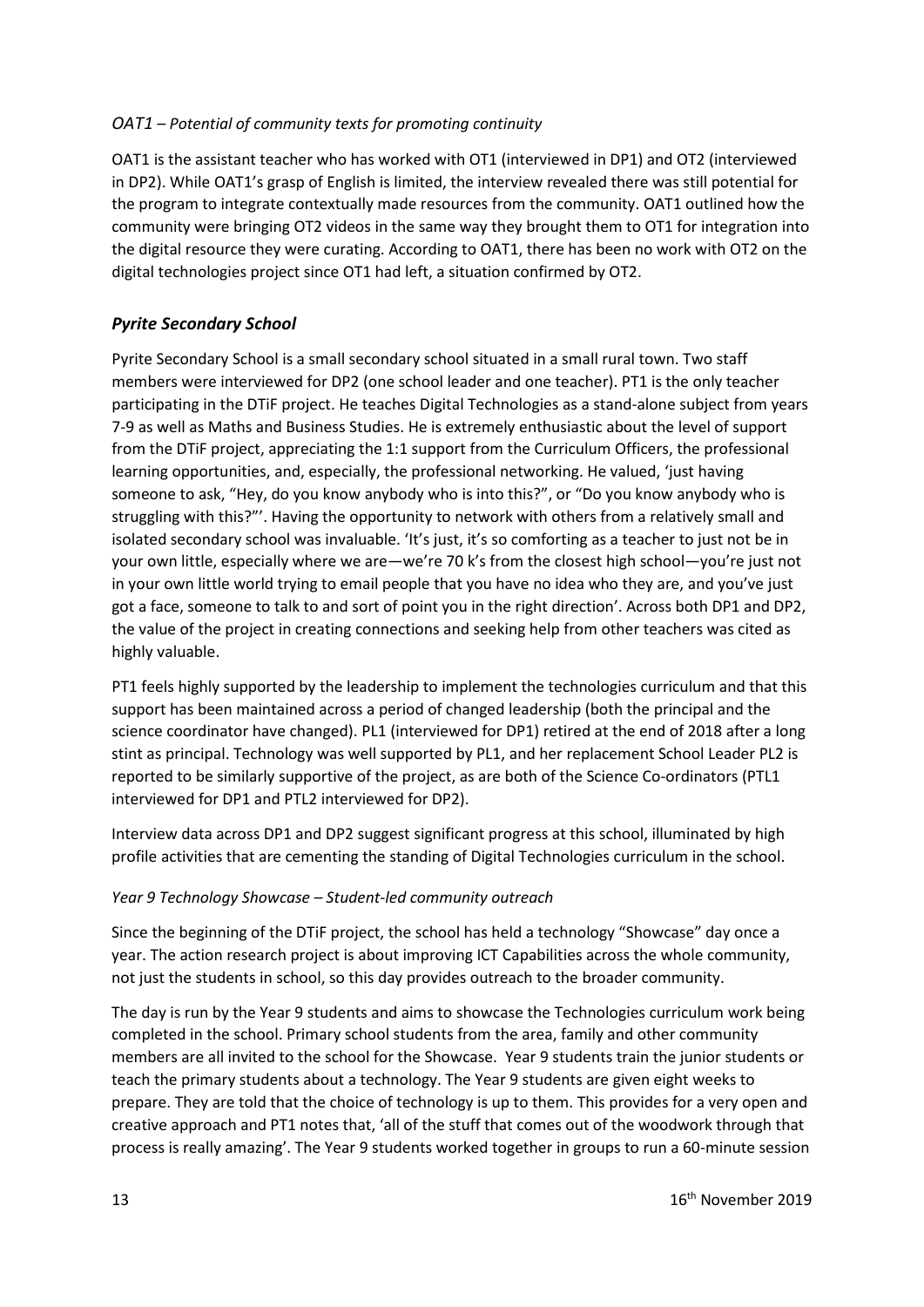*OAT1 – Potential of community texts for promoting continuity*

OAT1 is the assistant teacher who has worked with OT1 (interviewed in DP1) and OT2 (interviewed in DP2). While OAT1's grasp of English is limited, the interview revealed there was still potential for the program to integrate contextually made resources from the community. OAT1 outlined how the community were bringing OT2 videos in the same way they brought them to OT1 for integration into the digital resource they were curating. According to OAT1, there has been no work with OT2 on the digital technologies project since OT1 had left, a situation confirmed by OT2.

### *Pyrite Secondary School*

Pyrite Secondary School is a small secondary school situated in a small rural town. Two staff members were interviewed for DP2 (one school leader and one teacher). PT1 is the only teacher participating in the DTiF project. He teaches Digital Technologies as a stand-alone subject from years 7-9 as well as Maths and Business Studies. He is extremely enthusiastic about the level of support from the DTiF project, appreciating the 1:1 support from the Curriculum Officers, the professional learning opportunities, and, especially, the professional networking. He valued, 'just having someone to ask, "Hey, do you know anybody who is into this?", or "Do you know anybody who is struggling with this?"'. Having the opportunity to network with others from a relatively small and isolated secondary school was invaluable. 'It's just, it's so comforting as a teacher to just not be in your own little, especially where we are—we're 70 k's from the closest high school—you're just not in your own little world trying to email people that you have no idea who they are, and you've just got a face, someone to talk to and sort of point you in the right direction'. Across both DP1 and DP2, the value of the project in creating connections and seeking help from other teachers was cited as highly valuable.

PT1 feels highly supported by the leadership to implement the technologies curriculum and that this support has been maintained across a period of changed leadership (both the principal and the science coordinator have changed). PL1 (interviewed for DP1) retired at the end of 2018 after a long stint as principal. Technology was well supported by PL1, and her replacement School Leader PL2 is reported to be similarly supportive of the project, as are both of the Science Co-ordinators (PTL1 interviewed for DP1 and PTL2 interviewed for DP2).

Interview data across DP1 and DP2 suggest significant progress at this school, illuminated by high profile activities that are cementing the standing of Digital Technologies curriculum in the school.

*Year 9 Technology Showcase – Student-led community outreach*

Since the beginning of the DTiF project, the school has held a technology "Showcase" day once a year. The action research project is about improving ICT Capabilities across the whole community, not just the students in school, so this day provides outreach to the broader community.

The day is run by the Year 9 students and aims to showcase the Technologies curriculum work being completed in the school. Primary school students from the area, family and other community members are all invited to the school for the Showcase. Year 9 students train the junior students or teach the primary students about a technology. The Year 9 students are given eight weeks to prepare. They are told that the choice of technology is up to them. This provides for a very open and creative approach and PT1 notes that, 'all of the stuff that comes out of the woodwork through that process is really amazing'. The Year 9 students worked together in groups to run a 60-minute session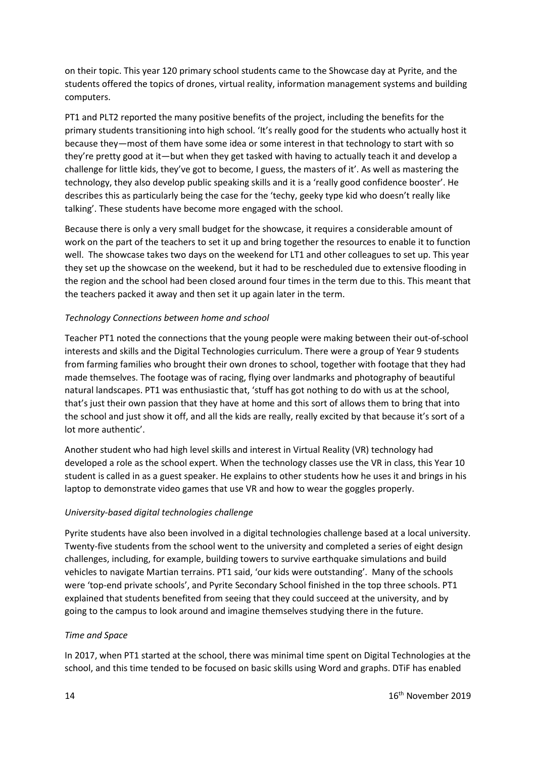on their topic. This year 120 primary school students came to the Showcase day at Pyrite, and the students offered the topics of drones, virtual reality, information management systems and building computers.

PT1 and PLT2 reported the many positive benefits of the project, including the benefits for the primary students transitioning into high school. 'It's really good for the students who actually host it because they—most of them have some idea or some interest in that technology to start with so they're pretty good at it—but when they get tasked with having to actually teach it and develop a challenge for little kids, they've got to become, I guess, the masters of it'. As well as mastering the technology, they also develop public speaking skills and it is a 'really good confidence booster'. He describes this as particularly being the case for the 'techy, geeky type kid who doesn't really like talking'. These students have become more engaged with the school.

Because there is only a very small budget for the showcase, it requires a considerable amount of work on the part of the teachers to set it up and bring together the resources to enable it to function well. The showcase takes two days on the weekend for LT1 and other colleagues to set up. This year they set up the showcase on the weekend, but it had to be rescheduled due to extensive flooding in the region and the school had been closed around four times in the term due to this. This meant that the teachers packed it away and then set it up again later in the term.

*Technology Connections between home and school*

Teacher PT1 noted the connections that the young people were making between their out-of-school interests and skills and the Digital Technologies curriculum. There were a group of Year 9 students from farming families who brought their own drones to school, together with footage that they had made themselves. The footage was of racing, flying over landmarks and photography of beautiful natural landscapes. PT1 was enthusiastic that, 'stuff has got nothing to do with us at the school, that's just their own passion that they have at home and this sort of allows them to bring that into the school and just show it off, and all the kids are really, really excited by that because it's sort of a lot more authentic'.

Another student who had high level skills and interest in Virtual Reality (VR) technology had developed a role as the school expert. When the technology classes use the VR in class, this Year 10 student is called in as a guest speaker. He explains to other students how he uses it and brings in his laptop to demonstrate video games that use VR and how to wear the goggles properly.

*University-based digital technologies challenge*

Pyrite students have also been involved in a digital technologies challenge based at a local university. Twenty-five students from the school went to the university and completed a series of eight design challenges, including, for example, building towers to survive earthquake simulations and build vehicles to navigate Martian terrains. PT1 said, 'our kids were outstanding'. Many of the schools were 'top-end private schools', and Pyrite Secondary School finished in the top three schools. PT1 explained that students benefited from seeing that they could succeed at the university, and by going to the campus to look around and imagine themselves studying there in the future.

*Time and Space*

In 2017, when PT1 started at the school, there was minimal time spent on Digital Technologies at the school, and this time tended to be focused on basic skills using Word and graphs. DTiF has enabled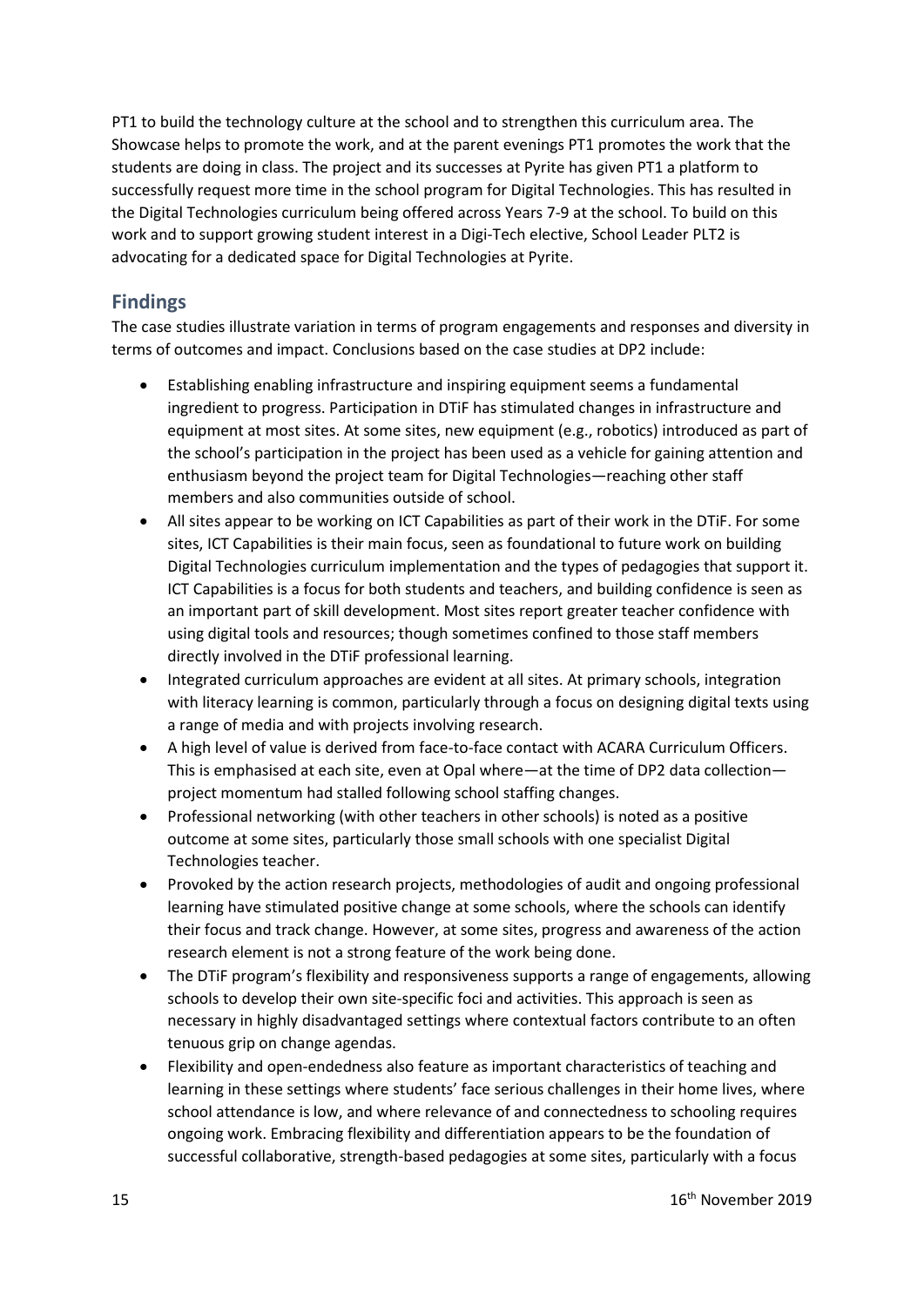PT1 to build the technology culture at the school and to strengthen this curriculum area. The Showcase helps to promote the work, and at the parent evenings PT1 promotes the work that the students are doing in class. The project and its successes at Pyrite has given PT1 a platform to successfully request more time in the school program for Digital Technologies. This has resulted in the Digital Technologies curriculum being offered across Years 7-9 at the school. To build on this work and to support growing student interest in a Digi-Tech elective, School Leader PLT2 is advocating for a dedicated space for Digital Technologies at Pyrite.

## Findings

The case studies illustrate variation in terms of program engagements and responses and diversity in terms of outcomes and impact. Conclusions based on the case studies at DP2 include:

- Establishing enabling infrastructure and inspiring equipment seems a fundamental ingredient to progress. Participation in DTiF has stimulated changes in infrastructure and equipment at most sites. At some sites, new equipment (e.g., robotics) introduced as part of the school's participation in the project has been used as a vehicle for gaining attention and enthusiasm beyond the project team for Digital Technologies—reaching other staff members and also communities outside of school.
- All sites appear to be working on ICT Capabilities as part of their work in the DTiF. For some sites, ICT Capabilities is their main focus, seen as foundational to future work on building Digital Technologies curriculum implementation and the types of pedagogies that support it. ICT Capabilities is a focus for both students and teachers, and building confidence is seen as an important part of skill development. Most sites report greater teacher confidence with using digital tools and resources; though sometimes confined to those staff members directly involved in the DTiF professional learning.
- Integrated curriculum approaches are evident at all sites. At primary schools, integration with literacy learning is common, particularly through a focus on designing digital texts using a range of media and with projects involving research.
- A high level of value is derived from face-to-face contact with ACARA Curriculum Officers. This is emphasised at each site, even at Opal where—at the time of DP2 data collection—project momentum had stalled following school staffing changes.
- Professional networking (with other teachers in other schools) is noted as a positive outcome at some sites, particularly those small schools with one specialist Digital Technologies teacher.
- Provoked by the action research projects, methodologies of audit and ongoing professional learning have stimulated positive change at some schools, where the schools can identify their focus and track change. However, at some sites, progress and awareness of the action research element is not a strong feature of the work being done.
- The DTiF program's flexibility and responsiveness supports a range of engagements, allowing schools to develop their own site-specific foci and activities. This approach is seen as necessary in highly disadvantaged settings where contextual factors contribute to an often tenuous grip on change agendas.
- Flexibility and open-endedness also feature as important characteristics of teaching and learning in these settings where students' face serious challenges in their home lives, where school attendance is low, and where relevance of and connectedness to schooling requires ongoing work. Embracing flexibility and differentiation appears to be the foundation of successful collaborative, strength-based pedagogies at some sites, particularly with a focus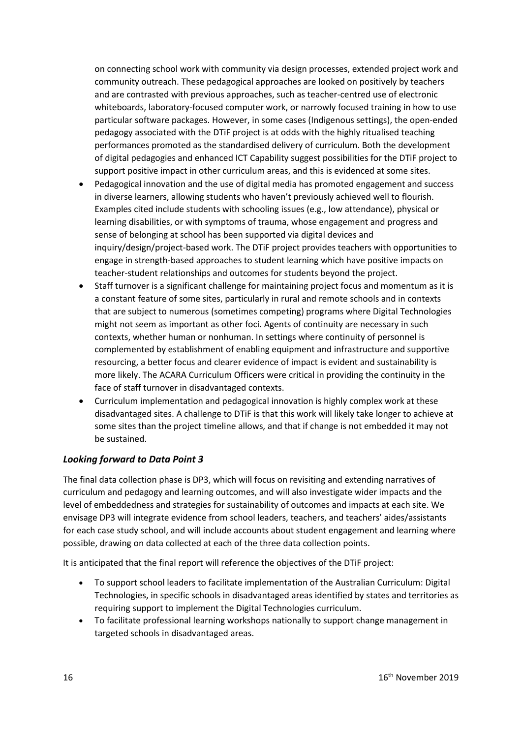on connecting school work with community via design processes, extended project work and community outreach. These pedagogical approaches are looked on positively by teachers and are contrasted with previous approaches, such as teacher-centred use of electronic whiteboards, laboratory-focused computer work, or narrowly focused training in how to use particular software packages. However, in some cases (Indigenous settings), the open-ended pedagogy associated with the DTiF project is at odds with the highly ritualised teaching performances promoted as the standardised delivery of curriculum. Both the development of digital pedagogies and enhanced ICT Capability suggest possibilities for the DTiF project to support positive impact in other curriculum areas, and this is evidenced at some sites.

- Pedagogical innovation and the use of digital media has promoted engagement and success in diverse learners, allowing students who haven't previously achieved well to flourish. Examples cited include students with schooling issues (e.g., low attendance), physical or learning disabilities, or with symptoms of trauma, whose engagement and progress and sense of belonging at school has been supported via digital devices and inquiry/design/project-based work. The DTiF project provides teachers with opportunities to engage in strength-based approaches to student learning which have positive impacts on teacher-student relationships and outcomes for students beyond the project.
- Staff turnover is a significant challenge for maintaining project focus and momentum as it is a constant feature of some sites, particularly in rural and remote schools and in contexts that are subject to numerous (sometimes competing) programs where Digital Technologies might not seem as important as other foci. Agents of continuity are necessary in such contexts, whether human or nonhuman. In settings where continuity of personnel is complemented by establishment of enabling equipment and infrastructure and supportive resourcing, a better focus and clearer evidence of impact is evident and sustainability is more likely. The ACARA Curriculum Officers were critical in providing the continuity in the face of staff turnover in disadvantaged contexts.
- Curriculum implementation and pedagogical innovation is highly complex work at these disadvantaged sites. A challenge to DTiF is that this work will likely take longer to achieve at some sites than the project timeline allows, and that if change is not embedded it may not be sustained.

### *Looking forward to Data Point 3*

The final data collection phase is DP3, which will focus on revisiting and extending narratives of curriculum and pedagogy and learning outcomes, and will also investigate wider impacts and the level of embeddedness and strategies for sustainability of outcomes and impacts at each site. We envisage DP3 will integrate evidence from school leaders, teachers, and teachers' aides/assistants for each case study school, and will include accounts about student engagement and learning where possible, drawing on data collected at each of the three data collection points.

It is anticipated that the final report will reference the objectives of the DTiF project:

- To support school leaders to facilitate implementation of the Australian Curriculum: Digital Technologies, in specific schools in disadvantaged areas identified by states and territories as requiring support to implement the Digital Technologies curriculum.
- To facilitate professional learning workshops nationally to support change management in targeted schools in disadvantaged areas.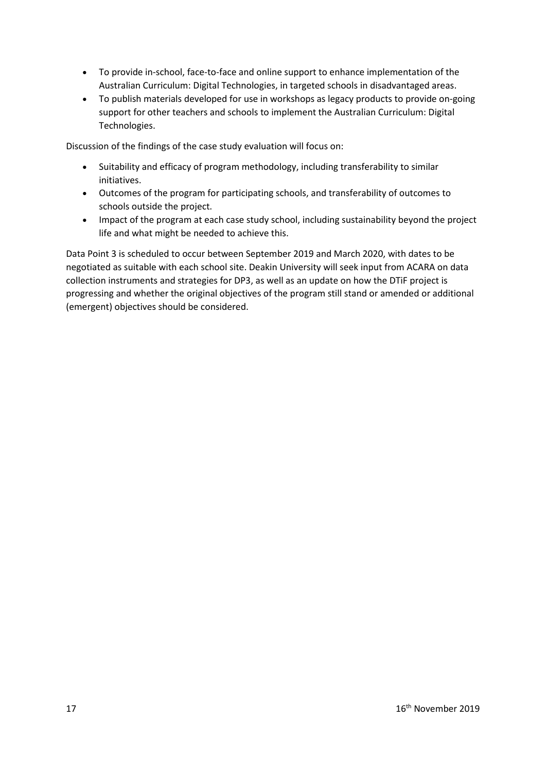- To provide in-school, face-to-face and online support to enhance implementation of the Australian Curriculum: Digital Technologies, in targeted schools in disadvantaged areas.
- To publish materials developed for use in workshops as legacy products to provide on-going support for other teachers and schools to implement the Australian Curriculum: Digital Technologies.

Discussion of the findings of the case study evaluation will focus on:

- Suitability and efficacy of program methodology, including transferability to similar initiatives.
- Outcomes of the program for participating schools, and transferability of outcomes to schools outside the project.
- Impact of the program at each case study school, including sustainability beyond the project life and what might be needed to achieve this.

Data Point 3 is scheduled to occur between September 2019 and March 2020, with dates to be negotiated as suitable with each school site. Deakin University will seek input from ACARA on data collection instruments and strategies for DP3, as well as an update on how the DTiF project is progressing and whether the original objectives of the program still stand or amended or additional (emergent) objectives should be considered.